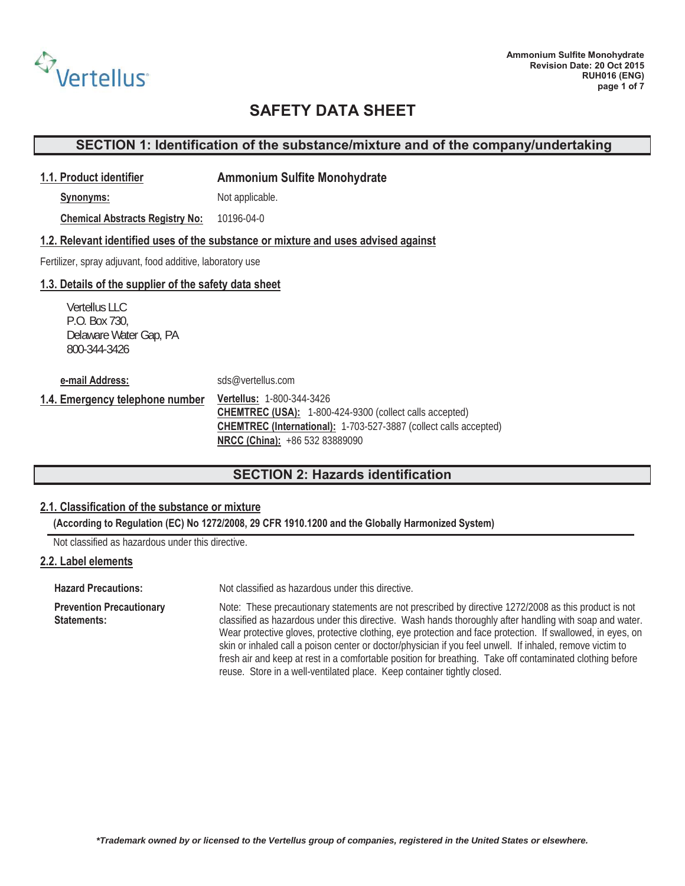# SAFETY DATA SHEET

## SECTION 1: Identification of the substance/mixture and of the company/undertaking

### 1.1. Product identifier

**Ammonium Sulfite Monohydrate**

**Synonyms:** Not applicable.

**Chemical Abstracts Registry No:** 10196-04-0

### 1.2. Relevant identified uses of the substance or mixture and uses advised against

Fertilizer, spray adjuvant, food additive, laboratory use

### 1.3. Details of the supplier of the safety data sheet

Vertellus LLC
P.O. Box 730,
Delaware Water Gap, PA
800-344-3426

**e-mail Address:** sds@vertellus.com

### 1.4. Emergency telephone number

**Vertellus:** 1-800-344-3426
**CHEMTREC (USA):** 1-800-424-9300 (collect calls accepted)
**CHEMTREC (International):** 1-703-527-3887 (collect calls accepted)
**NRCC (China):** +86 532 83889090

## SECTION 2: Hazards identification

### 2.1. Classification of the substance or mixture

**(According to Regulation (EC) No 1272/2008, 29 CFR 1910.1200 and the Globally Harmonized System)**

Not classified as hazardous under this directive.

### 2.2. Label elements

**Hazard Precautions:** Not classified as hazardous under this directive.

**Prevention Precautionary Statements:** Note: These precautionary statements are not prescribed by directive 1272/2008 as this product is not classified as hazardous under this directive. Wash hands thoroughly after handling with soap and water. Wear protective gloves, protective clothing, eye protection and face protection. If swallowed, in eyes, on skin or inhaled call a poison center or doctor/physician if you feel unwell. If inhaled, remove victim to fresh air and keep at rest in a comfortable position for breathing. Take off contaminated clothing before reuse. Store in a well-ventilated place. Keep container tightly closed.

*\*Trademark owned by or licensed to the Vertellus group of companies, registered in the United States or elsewhere.*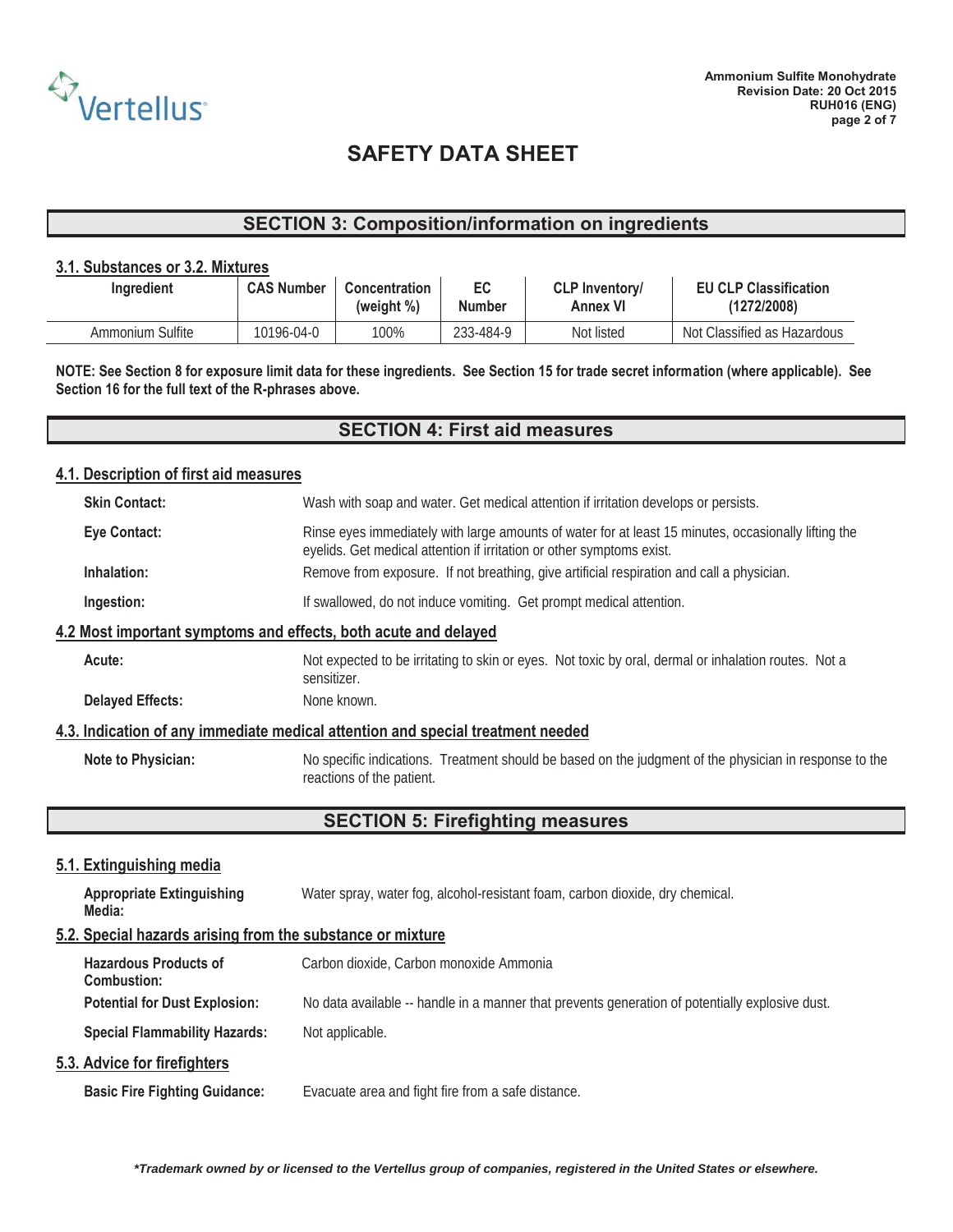# SAFETY DATA SHEET

## SECTION 3: Composition/information on ingredients

### 3.1. Substances or 3.2. Mixtures

| Ingredient | CAS Number | Concentration (weight %) | EC Number | CLP Inventory/ Annex VI | EU CLP Classification (1272/2008) |
|---|---|---|---|---|---|
| Ammonium Sulfite | 10196-04-0 | 100% | 233-484-9 | Not listed | Not Classified as Hazardous |

**NOTE: See Section 8 for exposure limit data for these ingredients. See Section 15 for trade secret information (where applicable). See Section 16 for the full text of the R-phrases above.**

## SECTION 4: First aid measures

### 4.1. Description of first aid measures

**Skin Contact:** Wash with soap and water. Get medical attention if irritation develops or persists.

**Eye Contact:** Rinse eyes immediately with large amounts of water for at least 15 minutes, occasionally lifting the eyelids. Get medical attention if irritation or other symptoms exist.

**Inhalation:** Remove from exposure. If not breathing, give artificial respiration and call a physician.

**Ingestion:** If swallowed, do not induce vomiting. Get prompt medical attention.

### 4.2 Most important symptoms and effects, both acute and delayed

**Acute:** Not expected to be irritating to skin or eyes. Not toxic by oral, dermal or inhalation routes. Not a sensitizer.

**Delayed Effects:** None known.

### 4.3. Indication of any immediate medical attention and special treatment needed

**Note to Physician:** No specific indications. Treatment should be based on the judgment of the physician in response to the reactions of the patient.

## SECTION 5: Firefighting measures

### 5.1. Extinguishing media

**Appropriate Extinguishing Media:** Water spray, water fog, alcohol-resistant foam, carbon dioxide, dry chemical.

### 5.2. Special hazards arising from the substance or mixture

**Hazardous Products of Combustion:** Carbon dioxide, Carbon monoxide Ammonia

**Potential for Dust Explosion:** No data available -- handle in a manner that prevents generation of potentially explosive dust.

**Special Flammability Hazards:** Not applicable.

### 5.3. Advice for firefighters

**Basic Fire Fighting Guidance:** Evacuate area and fight fire from a safe distance.

***Trademark owned by or licensed to the Vertellus group of companies, registered in the United States or elsewhere.***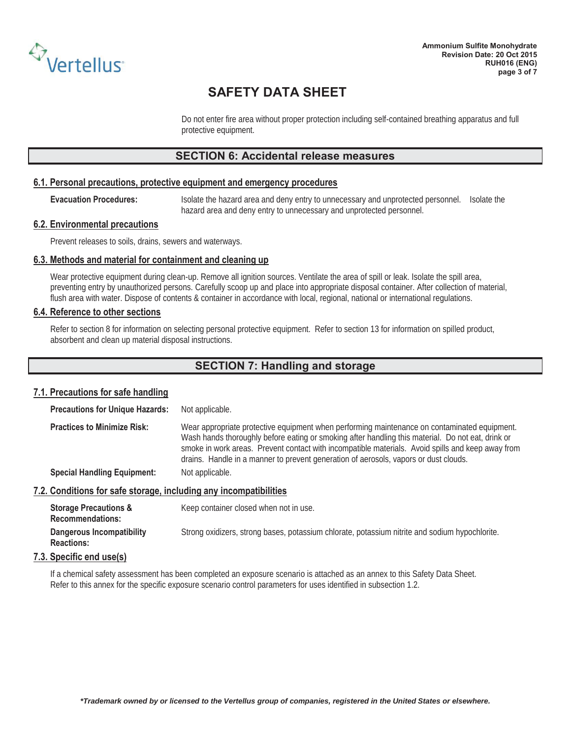Do not enter fire area without proper protection including self-contained breathing apparatus and full protective equipment.

## SECTION 6: Accidental release measures

### 6.1. Personal precautions, protective equipment and emergency procedures

**Evacuation Procedures:** Isolate the hazard area and deny entry to unnecessary and unprotected personnel. Isolate the hazard area and deny entry to unnecessary and unprotected personnel.

### 6.2. Environmental precautions

Prevent releases to soils, drains, sewers and waterways.

### 6.3. Methods and material for containment and cleaning up

Wear protective equipment during clean-up. Remove all ignition sources. Ventilate the area of spill or leak. Isolate the spill area, preventing entry by unauthorized persons. Carefully scoop up and place into appropriate disposal container. After collection of material, flush area with water. Dispose of contents & container in accordance with local, regional, national or international regulations.

### 6.4. Reference to other sections

Refer to section 8 for information on selecting personal protective equipment. Refer to section 13 for information on spilled product, absorbent and clean up material disposal instructions.

## SECTION 7: Handling and storage

### 7.1. Precautions for safe handling

**Precautions for Unique Hazards:** Not applicable.

**Practices to Minimize Risk:** Wear appropriate protective equipment when performing maintenance on contaminated equipment. Wash hands thoroughly before eating or smoking after handling this material. Do not eat, drink or smoke in work areas. Prevent contact with incompatible materials. Avoid spills and keep away from drains. Handle in a manner to prevent generation of aerosols, vapors or dust clouds.

**Special Handling Equipment:** Not applicable.

### 7.2. Conditions for safe storage, including any incompatibilities

**Storage Precautions & Recommendations:** Keep container closed when not in use.

**Dangerous Incompatibility Reactions:** Strong oxidizers, strong bases, potassium chlorate, potassium nitrite and sodium hypochlorite.

### 7.3. Specific end use(s)

If a chemical safety assessment has been completed an exposure scenario is attached as an annex to this Safety Data Sheet. Refer to this annex for the specific exposure scenario control parameters for uses identified in subsection 1.2.

*\*Trademark owned by or licensed to the Vertellus group of companies, registered in the United States or elsewhere.*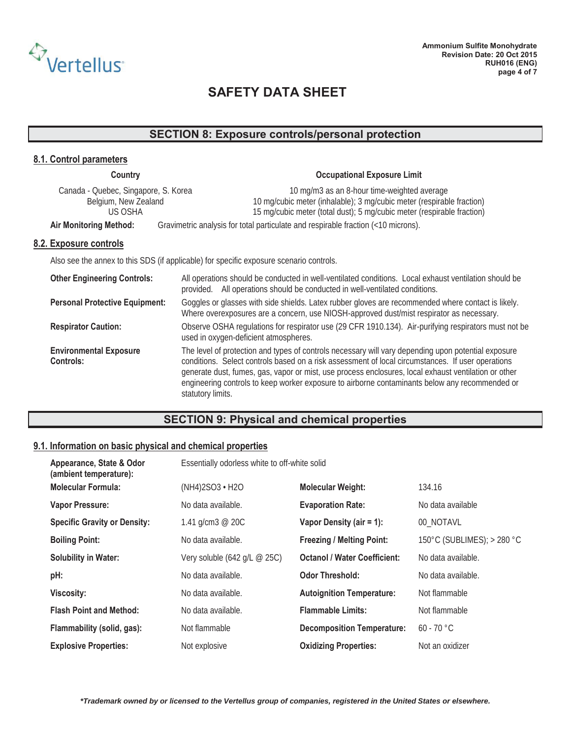# SAFETY DATA SHEET

## SECTION 8: Exposure controls/personal protection

### 8.1. Control parameters

| Country | Occupational Exposure Limit |
|---|---|
| Canada - Quebec, Singapore, S. Korea | 10 mg/m3 as an 8-hour time-weighted average |
| Belgium, New Zealand | 10 mg/cubic meter (inhalable); 3 mg/cubic meter (respirable fraction) |
| US OSHA | 15 mg/cubic meter (total dust); 5 mg/cubic meter (respirable fraction) |

**Air Monitoring Method:** Gravimetric analysis for total particulate and respirable fraction (<10 microns).

### 8.2. Exposure controls

Also see the annex to this SDS (if applicable) for specific exposure scenario controls.

**Other Engineering Controls:** All operations should be conducted in well-ventilated conditions. Local exhaust ventilation should be provided. All operations should be conducted in well-ventilated conditions.

**Personal Protective Equipment:** Goggles or glasses with side shields. Latex rubber gloves are recommended where contact is likely. Where overexposures are a concern, use NIOSH-approved dust/mist respirator as necessary.

**Respirator Caution:** Observe OSHA regulations for respirator use (29 CFR 1910.134). Air-purifying respirators must not be used in oxygen-deficient atmospheres.

**Environmental Exposure Controls:** The level of protection and types of controls necessary will vary depending upon potential exposure conditions. Select controls based on a risk assessment of local circumstances. If user operations generate dust, fumes, gas, vapor or mist, use process enclosures, local exhaust ventilation or other engineering controls to keep worker exposure to airborne contaminants below any recommended or statutory limits.

## SECTION 9: Physical and chemical properties

### 9.1. Information on basic physical and chemical properties

**Appearance, State & Odor (ambient temperature):** Essentially odorless white to off-white solid

| Property | Value | Property | Value |
|---|---|---|---|
| **Molecular Formula:** | $(NH_4)_2SO_3 \cdot H_2O$ | **Molecular Weight:** | 134.16 |
| **Vapor Pressure:** | No data available. | **Evaporation Rate:** | No data available |
| **Specific Gravity or Density:** | 1.41 g/cm3 @ 20C | **Vapor Density (air = 1):** | 00_NOTAVL |
| **Boiling Point:** | No data available. | **Freezing / Melting Point:** | 150°C (SUBLIMES); > 280 °C |
| **Solubility in Water:** | Very soluble (642 g/L @ 25C) | **Octanol / Water Coefficient:** | No data available. |
| **pH:** | No data available. | **Odor Threshold:** | No data available. |
| **Viscosity:** | No data available. | **Autoignition Temperature:** | Not flammable |
| **Flash Point and Method:** | No data available. | **Flammable Limits:** | Not flammable |
| **Flammability (solid, gas):** | Not flammable | **Decomposition Temperature:** | 60 - 70 °C |
| **Explosive Properties:** | Not explosive | **Oxidizing Properties:** | Not an oxidizer |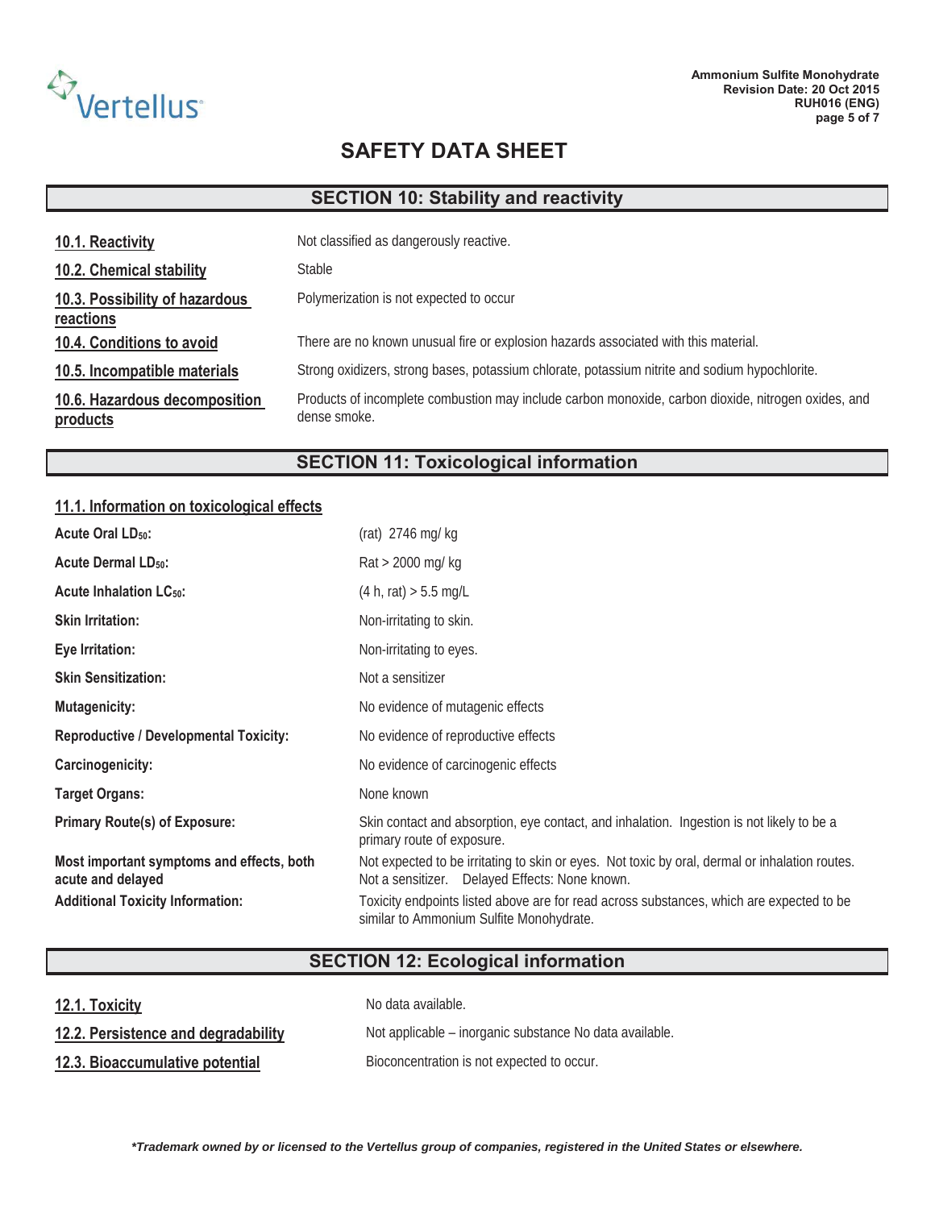# SAFETY DATA SHEET

## SECTION 10: Stability and reactivity

| | |
|---|---|
| **10.1. Reactivity** | Not classified as dangerously reactive. |
| **10.2. Chemical stability** | Stable |
| **10.3. Possibility of hazardous reactions** | Polymerization is not expected to occur |
| **10.4. Conditions to avoid** | There are no known unusual fire or explosion hazards associated with this material. |
| **10.5. Incompatible materials** | Strong oxidizers, strong bases, potassium chlorate, potassium nitrite and sodium hypochlorite. |
| **10.6. Hazardous decomposition products** | Products of incomplete combustion may include carbon monoxide, carbon dioxide, nitrogen oxides, and dense smoke. |

## SECTION 11: Toxicological information

### 11.1. Information on toxicological effects

| | |
|---|---|
| **Acute Oral $LD_{50}$:** | (rat) 2746 mg/ kg |
| **Acute Dermal $LD_{50}$:** | Rat > 2000 mg/ kg |
| **Acute Inhalation $LC_{50}$:** | (4 h, rat) > 5.5 mg/L |
| **Skin Irritation:** | Non-irritating to skin. |
| **Eye Irritation:** | Non-irritating to eyes. |
| **Skin Sensitization:** | Not a sensitizer |
| **Mutagenicity:** | No evidence of mutagenic effects |
| **Reproductive / Developmental Toxicity:** | No evidence of reproductive effects |
| **Carcinogenicity:** | No evidence of carcinogenic effects |
| **Target Organs:** | None known |
| **Primary Route(s) of Exposure:** | Skin contact and absorption, eye contact, and inhalation. Ingestion is not likely to be a primary route of exposure. |
| **Most important symptoms and effects, both acute and delayed** | Not expected to be irritating to skin or eyes. Not toxic by oral, dermal or inhalation routes. Not a sensitizer. Delayed Effects: None known. |
| **Additional Toxicity Information:** | Toxicity endpoints listed above are for read across substances, which are expected to be similar to Ammonium Sulfite Monohydrate. |

## SECTION 12: Ecological information

| | |
|---|---|
| **12.1. Toxicity** | No data available. |
| **12.2. Persistence and degradability** | Not applicable – inorganic substance No data available. |
| **12.3. Bioaccumulative potential** | Bioconcentration is not expected to occur. |

***Trademark owned by or licensed to the Vertellus group of companies, registered in the United States or elsewhere.***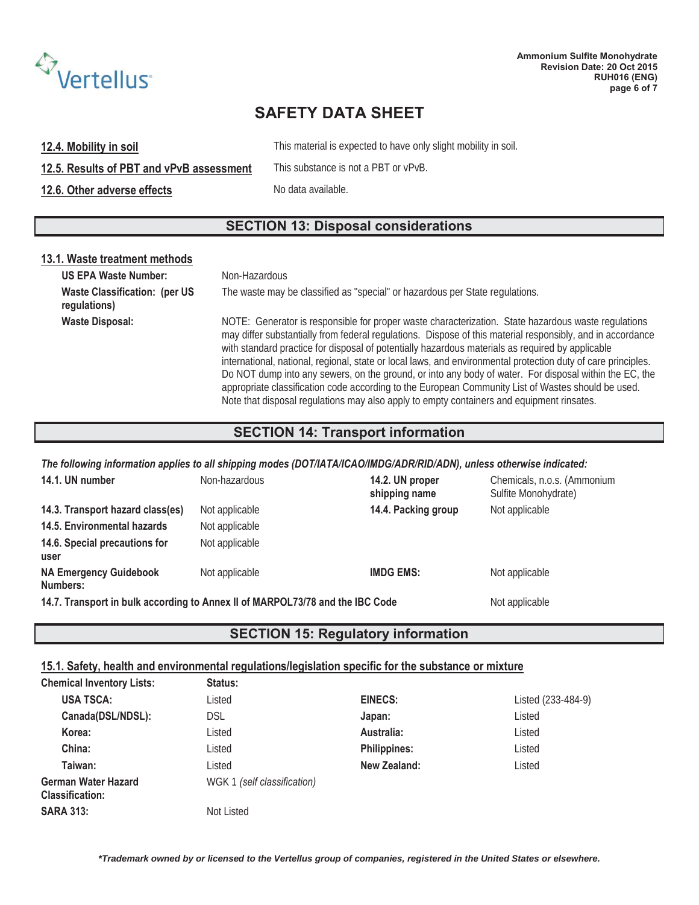## SAFETY DATA SHEET

**12.4. Mobility in soil** This material is expected to have only slight mobility in soil.

**12.5. Results of PBT and vPvB assessment** This substance is not a PBT or vPvB.

**12.6. Other adverse effects** No data available.

## SECTION 13: Disposal considerations

### 13.1. Waste treatment methods

**US EPA Waste Number:** Non-Hazardous

**Waste Classification: (per US regulations)** The waste may be classified as "special" or hazardous per State regulations.

**Waste Disposal:** NOTE: Generator is responsible for proper waste characterization. State hazardous waste regulations may differ substantially from federal regulations. Dispose of this material responsibly, and in accordance with standard practice for disposal of potentially hazardous materials as required by applicable international, national, regional, state or local laws, and environmental protection duty of care principles. Do NOT dump into any sewers, on the ground, or into any body of water. For disposal within the EC, the appropriate classification code according to the European Community List of Wastes should be used. Note that disposal regulations may also apply to empty containers and equipment rinsates.

## SECTION 14: Transport information

*The following information applies to all shipping modes (DOT/IATA/ICAO/IMDG/ADR/RID/ADN), unless otherwise indicated:*

| | | | |
|---|---|---|---|
| **14.1. UN number** | Non-hazardous | **14.2. UN proper shipping name** | Chemicals, n.o.s. (Ammonium Sulfite Monohydrate) |
| **14.3. Transport hazard class(es)** | Not applicable | **14.4. Packing group** | Not applicable |
| **14.5. Environmental hazards** | Not applicable | | |
| **14.6. Special precautions for user** | Not applicable | | |
| **NA Emergency Guidebook Numbers:** | Not applicable | **IMDG EMS:** | Not applicable |

**14.7. Transport in bulk according to Annex II of MARPOL73/78 and the IBC Code** Not applicable

## SECTION 15: Regulatory information

### 15.1. Safety, health and environmental regulations/legislation specific for the substance or mixture

| **Chemical Inventory Lists:** | **Status:** | | |
|---|---|---|---|
| **USA TSCA:** | Listed | **EINECS:** | Listed (233-484-9) |
| **Canada(DSL/NDSL):** | DSL | **Japan:** | Listed |
| **Korea:** | Listed | **Australia:** | Listed |
| **China:** | Listed | **Philippines:** | Listed |
| **Taiwan:** | Listed | **New Zealand:** | Listed |
| **German Water Hazard Classification:** | WGK 1 *(self classification)* | | |
| **SARA 313:** | Not Listed | | |

***Trademark owned by or licensed to the Vertellus group of companies, registered in the United States or elsewhere.***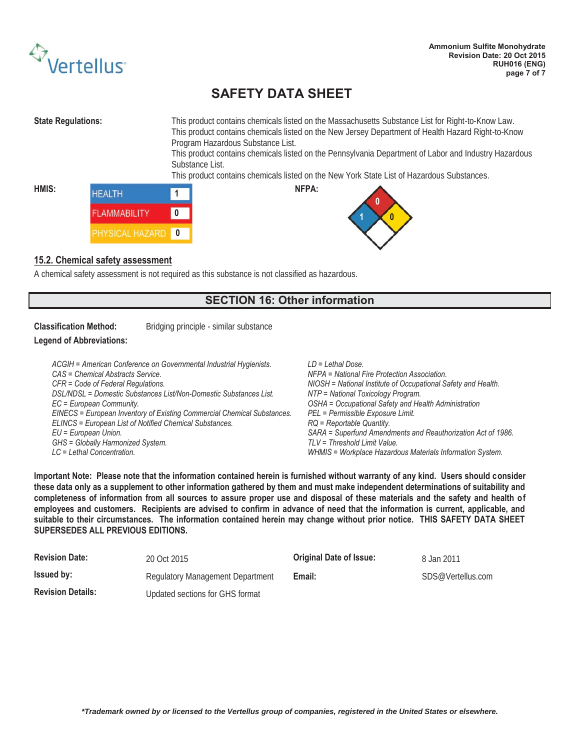**State Regulations:** This product contains chemicals listed on the Massachusetts Substance List for Right-to-Know Law.
This product contains chemicals listed on the New Jersey Department of Health Hazard Right-to-Know Program Hazardous Substance List.
This product contains chemicals listed on the Pennsylvania Department of Labor and Industry Hazardous Substance List.
This product contains chemicals listed on the New York State List of Hazardous Substances.

**HMIS:**

| | |
|---|---|
| HEALTH | 1 |
| FLAMMABILITY | 0 |
| PHYSICAL HAZARD | 0 |

**NFPA:**

0
1
0

## 15.2. Chemical safety assessment

A chemical safety assessment is not required as this substance is not classified as hazardous.

## SECTION 16: Other information

**Classification Method:** Bridging principle - similar substance

**Legend of Abbreviations:**

*ACGIH = American Conference on Governmental Industrial Hygienists.*
*CAS = Chemical Abstracts Service.*
*CFR = Code of Federal Regulations.*
*DSL/NDSL = Domestic Substances List/Non-Domestic Substances List.*
*EC = European Community.*
*EINECS = European Inventory of Existing Commercial Chemical Substances.*
*ELINCS = European List of Notified Chemical Substances.*
*EU = European Union.*
*GHS = Globally Harmonized System.*
*LC = Lethal Concentration.*
*LD = Lethal Dose.*
*NFPA = National Fire Protection Association.*
*NIOSH = National Institute of Occupational Safety and Health.*
*NTP = National Toxicology Program.*
*OSHA = Occupational Safety and Health Administration*
*PEL = Permissible Exposure Limit.*
*RQ = Reportable Quantity.*
*SARA = Superfund Amendments and Reauthorization Act of 1986.*
*TLV = Threshold Limit Value.*
*WHMIS = Workplace Hazardous Materials Information System.*

**Important Note: Please note that the information contained herein is furnished without warranty of any kind. Users should consider these data only as a supplement to other information gathered by them and must make independent determinations of suitability and completeness of information from all sources to assure proper use and disposal of these materials and the safety and health of employees and customers. Recipients are advised to confirm in advance of need that the information is current, applicable, and suitable to their circumstances. The information contained herein may change without prior notice. THIS SAFETY DATA SHEET SUPERSEDES ALL PREVIOUS EDITIONS.**

| | | | |
|---|---|---|---|
| **Revision Date:** | 20 Oct 2015 | **Original Date of Issue:** | 8 Jan 2011 |
| **Issued by:** | Regulatory Management Department | **Email:** | SDS@Vertellus.com |
| **Revision Details:** | Updated sections for GHS format | | |

***Trademark owned by or licensed to the Vertellus group of companies, registered in the United States or elsewhere.**